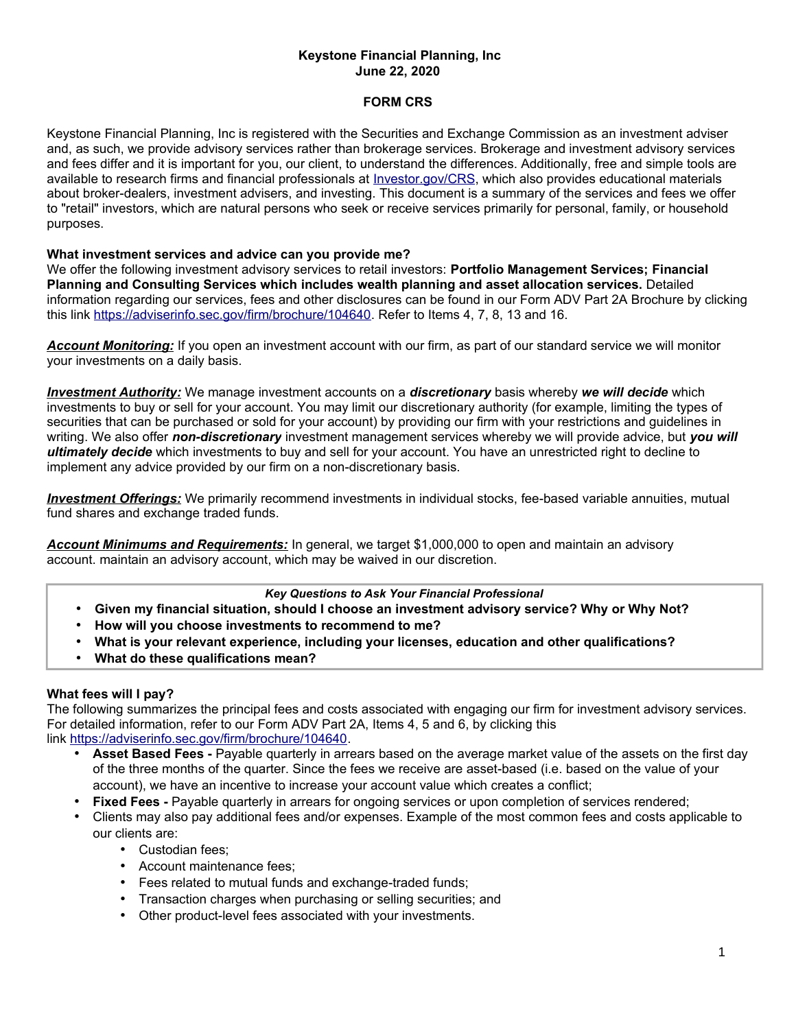**Keystone Financial Planning, Inc**
**June 22, 2020**

# FORM CRS

Keystone Financial Planning, Inc is registered with the Securities and Exchange Commission as an investment adviser and, as such, we provide advisory services rather than brokerage services. Brokerage and investment advisory services and fees differ and it is important for you, our client, to understand the differences. Additionally, free and simple tools are available to research firms and financial professionals at [Investor.gov/CRS](Investor.gov/CRS), which also provides educational materials about broker-dealers, investment advisers, and investing. This document is a summary of the services and fees we offer to "retail" investors, which are natural persons who seek or receive services primarily for personal, family, or household purposes.

## What investment services and advice can you provide me?

We offer the following investment advisory services to retail investors: **Portfolio Management Services; Financial Planning and Consulting Services which includes wealth planning and asset allocation services.** Detailed information regarding our services, fees and other disclosures can be found in our Form ADV Part 2A Brochure by clicking this link https://adviserinfo.sec.gov/firm/brochure/104640. Refer to Items 4, 7, 8, 13 and 16.

***Account Monitoring:*** If you open an investment account with our firm, as part of our standard service we will monitor your investments on a daily basis.

***Investment Authority:*** We manage investment accounts on a ***discretionary*** basis whereby ***we will decide*** which investments to buy or sell for your account. You may limit our discretionary authority (for example, limiting the types of securities that can be purchased or sold for your account) by providing our firm with your restrictions and guidelines in writing. We also offer ***non-discretionary*** investment management services whereby we will provide advice, but ***you will ultimately decide*** which investments to buy and sell for your account. You have an unrestricted right to decline to implement any advice provided by our firm on a non-discretionary basis.

***Investment Offerings:*** We primarily recommend investments in individual stocks, fee-based variable annuities, mutual fund shares and exchange traded funds.

***Account Minimums and Requirements:*** In general, we target $1,000,000 to open and maintain an advisory account. maintain an advisory account, which may be waived in our discretion.

***Key Questions to Ask Your Financial Professional***

- **Given my financial situation, should I choose an investment advisory service? Why or Why Not?**
- **How will you choose investments to recommend to me?**
- **What is your relevant experience, including your licenses, education and other qualifications?**
- **What do these qualifications mean?**

## What fees will I pay?

The following summarizes the principal fees and costs associated with engaging our firm for investment advisory services. For detailed information, refer to our Form ADV Part 2A, Items 4, 5 and 6, by clicking this link https://adviserinfo.sec.gov/firm/brochure/104640.

- **Asset Based Fees -** Payable quarterly in arrears based on the average market value of the assets on the first day of the three months of the quarter. Since the fees we receive are asset-based (i.e. based on the value of your account), we have an incentive to increase your account value which creates a conflict;
- **Fixed Fees -** Payable quarterly in arrears for ongoing services or upon completion of services rendered;
- Clients may also pay additional fees and/or expenses. Example of the most common fees and costs applicable to our clients are:
  - Custodian fees;
  - Account maintenance fees;
  - Fees related to mutual funds and exchange-traded funds;
  - Transaction charges when purchasing or selling securities; and
  - Other product-level fees associated with your investments.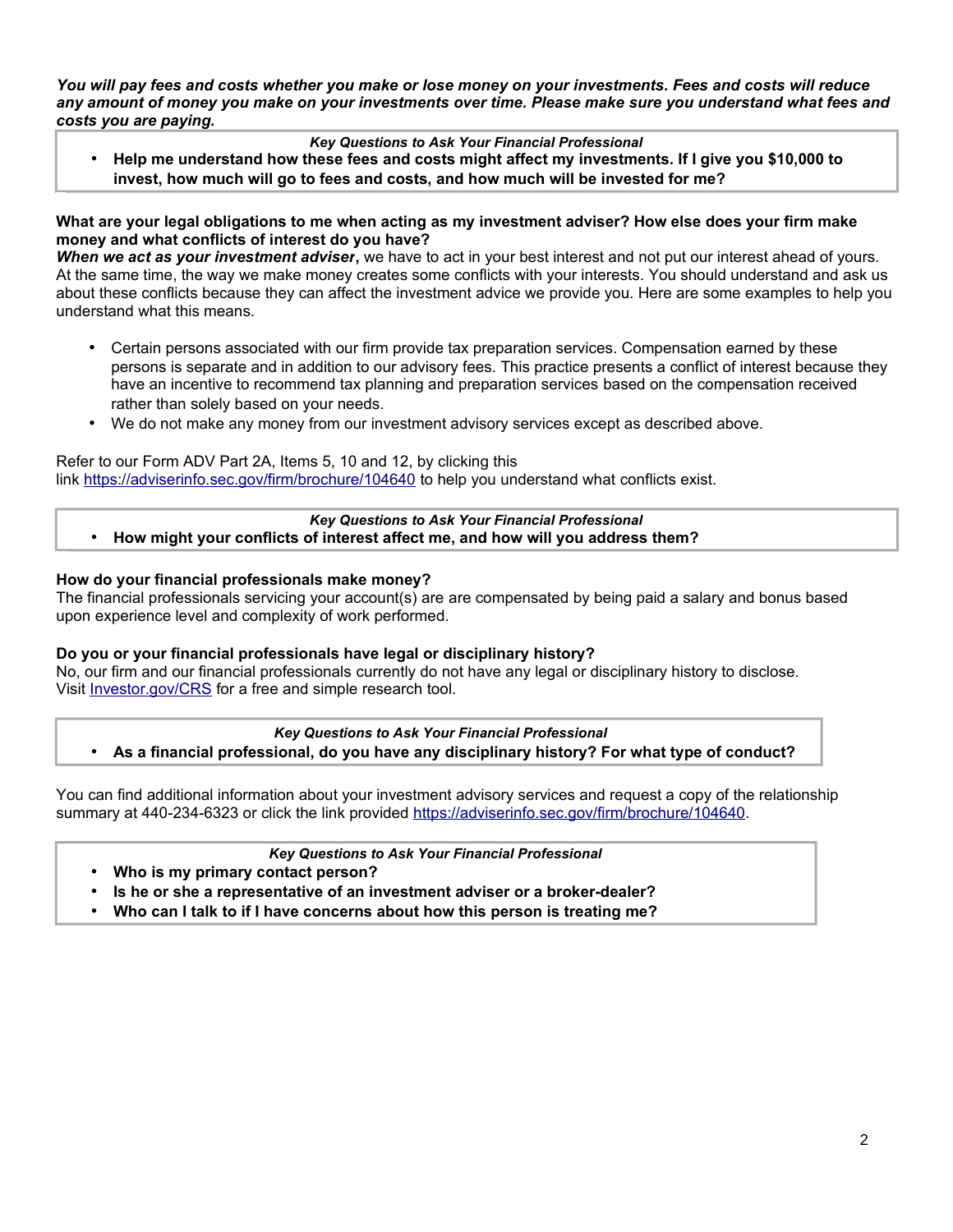***You will pay fees and costs whether you make or lose money on your investments. Fees and costs will reduce any amount of money you make on your investments over time. Please make sure you understand what fees and costs you are paying.***

> ***Key Questions to Ask Your Financial Professional***
> - **Help me understand how these fees and costs might affect my investments. If I give you $10,000 to invest, how much will go to fees and costs, and how much will be invested for me?**

**What are your legal obligations to me when acting as my investment adviser? How else does your firm make money and what conflicts of interest do you have?**
***When we act as your investment adviser*,** we have to act in your best interest and not put our interest ahead of yours. At the same time, the way we make money creates some conflicts with your interests. You should understand and ask us about these conflicts because they can affect the investment advice we provide you. Here are some examples to help you understand what this means.

- Certain persons associated with our firm provide tax preparation services. Compensation earned by these persons is separate and in addition to our advisory fees. This practice presents a conflict of interest because they have an incentive to recommend tax planning and preparation services based on the compensation received rather than solely based on your needs.
- We do not make any money from our investment advisory services except as described above.

Refer to our Form ADV Part 2A, Items 5, 10 and 12, by clicking this link https://adviserinfo.sec.gov/firm/brochure/104640 to help you understand what conflicts exist.

> ***Key Questions to Ask Your Financial Professional***
> - **How might your conflicts of interest affect me, and how will you address them?**

**How do your financial professionals make money?**
The financial professionals servicing your account(s) are are compensated by being paid a salary and bonus based upon experience level and complexity of work performed.

**Do you or your financial professionals have legal or disciplinary history?**
No, our firm and our financial professionals currently do not have any legal or disciplinary history to disclose. Visit Investor.gov/CRS for a free and simple research tool.

> ***Key Questions to Ask Your Financial Professional***
> - **As a financial professional, do you have any disciplinary history? For what type of conduct?**

You can find additional information about your investment advisory services and request a copy of the relationship summary at 440-234-6323 or click the link provided https://adviserinfo.sec.gov/firm/brochure/104640.

> ***Key Questions to Ask Your Financial Professional***
> - **Who is my primary contact person?**
> - **Is he or she a representative of an investment adviser or a broker-dealer?**
> - **Who can I talk to if I have concerns about how this person is treating me?**